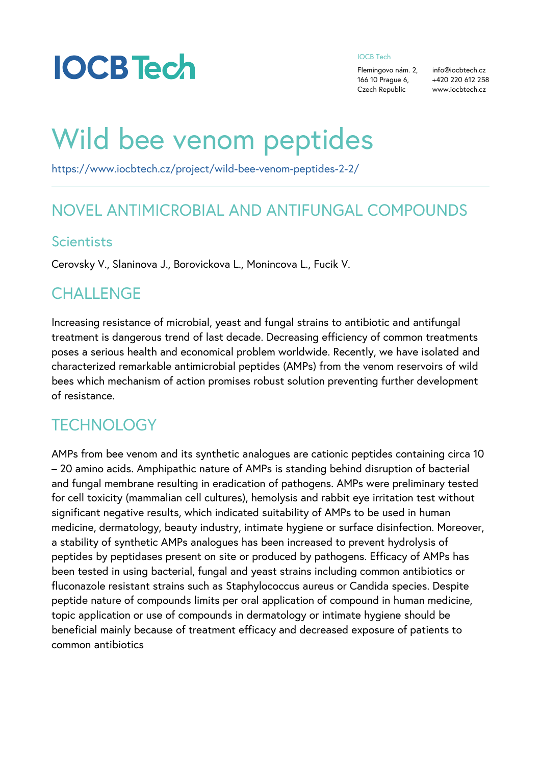IOCB Tech

IOCB Tech
Flemingovo nám. 2,
166 10 Prague 6,
Czech Republic

info@iocbtech.cz
+420 220 612 258
www.iocbtech.cz

# Wild bee venom peptides

https://www.iocbtech.cz/project/wild-bee-venom-peptides-2-2/

## NOVEL ANTIMICROBIAL AND ANTIFUNGAL COMPOUNDS

### Scientists

Cerovsky V., Slaninova J., Borovickova L., Monincova L., Fucik V.

## CHALLENGE

Increasing resistance of microbial, yeast and fungal strains to antibiotic and antifungal treatment is dangerous trend of last decade. Decreasing efficiency of common treatments poses a serious health and economical problem worldwide. Recently, we have isolated and characterized remarkable antimicrobial peptides (AMPs) from the venom reservoirs of wild bees which mechanism of action promises robust solution preventing further development of resistance.

## TECHNOLOGY

AMPs from bee venom and its synthetic analogues are cationic peptides containing circa 10 – 20 amino acids. Amphipathic nature of AMPs is standing behind disruption of bacterial and fungal membrane resulting in eradication of pathogens. AMPs were preliminary tested for cell toxicity (mammalian cell cultures), hemolysis and rabbit eye irritation test without significant negative results, which indicated suitability of AMPs to be used in human medicine, dermatology, beauty industry, intimate hygiene or surface disinfection. Moreover, a stability of synthetic AMPs analogues has been increased to prevent hydrolysis of peptides by peptidases present on site or produced by pathogens. Efficacy of AMPs has been tested in using bacterial, fungal and yeast strains including common antibiotics or fluconazole resistant strains such as Staphylococcus aureus or Candida species. Despite peptide nature of compounds limits per oral application of compound in human medicine, topic application or use of compounds in dermatology or intimate hygiene should be beneficial mainly because of treatment efficacy and decreased exposure of patients to common antibiotics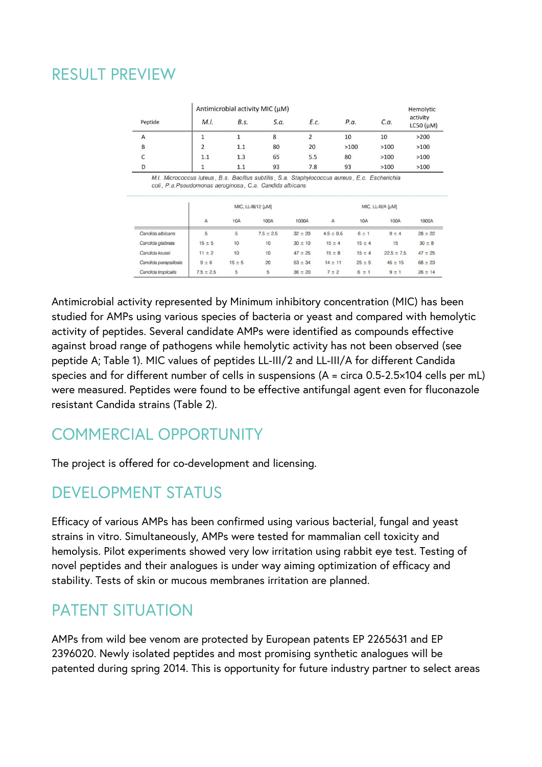## RESULT PREVIEW

| Peptide | Antimicrobial activity MIC (μM) | | | | | | Hemolytic activity LC50 (μM) |
|---|---|---|---|---|---|---|---|
| | *M.l.* | *B.s.* | *S.a.* | *E.c.* | *P.a.* | *C.a.* | |
| A | 1 | 1 | 8 | 2 | 10 | 10 | >200 |
| B | 2 | 1.1 | 80 | 20 | >100 | >100 | >100 |
| C | 1.1 | 1.3 | 65 | 5.5 | 80 | >100 | >100 |
| D | 1 | 1.1 | 93 | 7.8 | 93 | >100 | >100 |

*M.l.* *Micrococcus luteus*, *B.s.* *Bacillus subtilis*, *S.a.* *Staphylococcus aureus*, *E.c.* *Escherichia coli*, *P.a.* *Pseudomonas aeruginosa*, *C.a.* *Candida albicans*

| | MIC, LL-III/12 [μM] | | | | MIC, LL-III/A [μM] | | | |
|---|---|---|---|---|---|---|---|---|
| | A | 10A | 100A | 1000A | A | 10A | 100A | 1000A |
| *Candida albicans* | 5 | 5 | 7.5 ± 2.5 | 32 ± 20 | 4.5 ± 0.5 | 6 ± 1 | 9 ± 4 | 28 ± 22 |
| *Candida glabrata* | 15 ± 5 | 10 | 10 | 30 ± 10 | 15 ± 4 | 15 ± 4 | 15 | 30 ± 8 |
| *Candida krusei* | 11 ± 2 | 10 | 10 | 47 ± 25 | 15 ± 8 | 15 ± 4 | 22.5 ± 7.5 | 47 ± 25 |
| *Candida parapsilosis* | 9 ± 6 | 15 ± 5 | 20 | 53 ± 34 | 14 ± 11 | 25 ± 5 | 45 ± 15 | 68 ± 23 |
| *Candida tropicalis* | 7.5 ± 2.5 | 5 | 5 | 36 ± 20 | 7 ± 2 | 6 ± 1 | 9 ± 1 | 26 ± 14 |

Antimicrobial activity represented by Minimum inhibitory concentration (MIC) has been studied for AMPs using various species of bacteria or yeast and compared with hemolytic activity of peptides. Several candidate AMPs were identified as compounds effective against broad range of pathogens while hemolytic activity has not been observed (see peptide A; Table 1). MIC values of peptides LL-III/2 and LL-III/A for different Candida species and for different number of cells in suspensions (A = circa 0.5-2.5×104 cells per mL) were measured. Peptides were found to be effective antifungal agent even for fluconazole resistant Candida strains (Table 2).

## COMMERCIAL OPPORTUNITY

The project is offered for co-development and licensing.

## DEVELOPMENT STATUS

Efficacy of various AMPs has been confirmed using various bacterial, fungal and yeast strains in vitro. Simultaneously, AMPs were tested for mammalian cell toxicity and hemolysis. Pilot experiments showed very low irritation using rabbit eye test. Testing of novel peptides and their analogues is under way aiming optimization of efficacy and stability. Tests of skin or mucous membranes irritation are planned.

## PATENT SITUATION

AMPs from wild bee venom are protected by European patents EP 2265631 and EP 2396020. Newly isolated peptides and most promising synthetic analogues will be patented during spring 2014. This is opportunity for future industry partner to select areas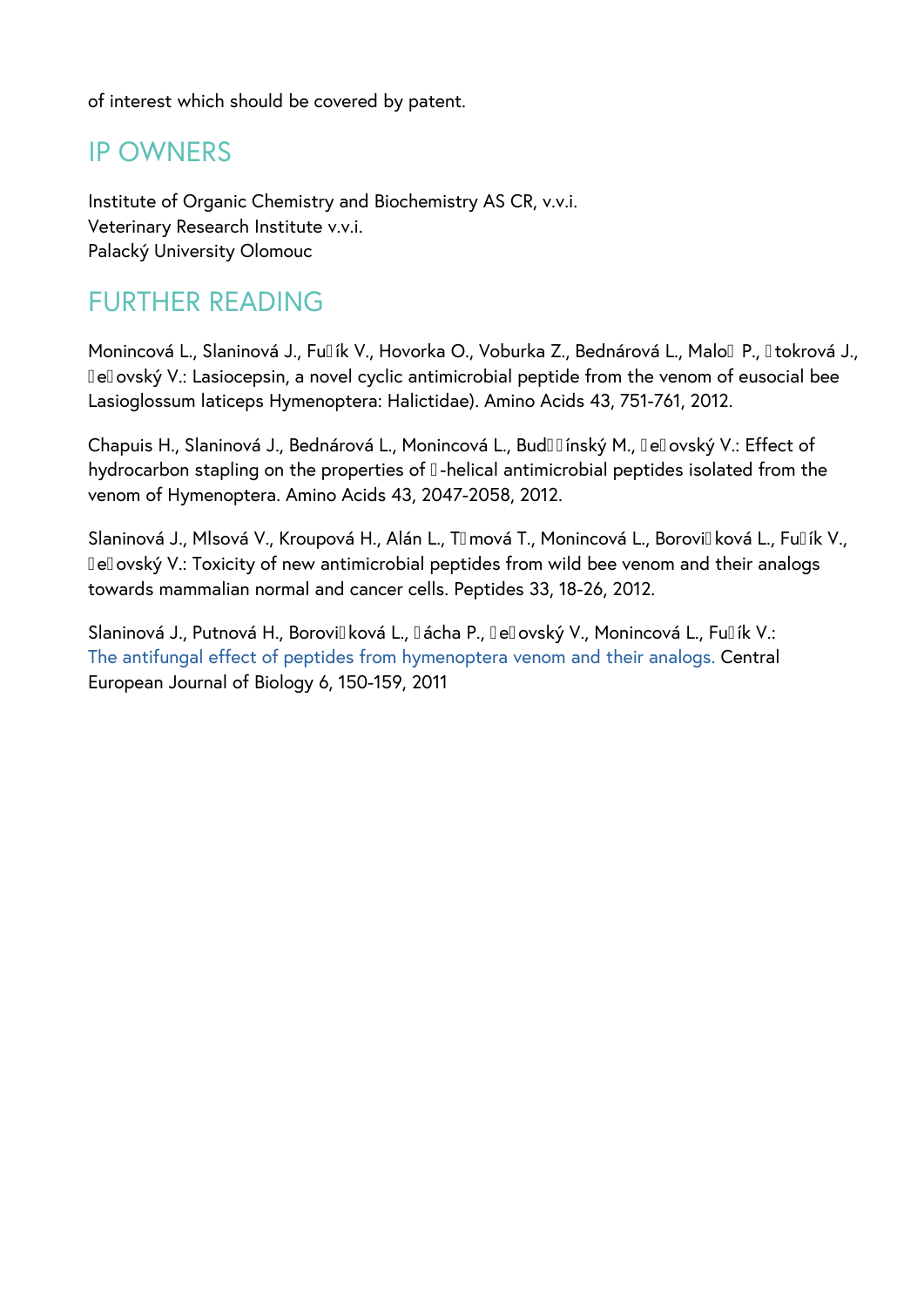of interest which should be covered by patent.

## IP OWNERS

Institute of Organic Chemistry and Biochemistry AS CR, v.v.i.
Veterinary Research Institute v.v.i.
Palacký University Olomouc

## FURTHER READING

Monincová L., Slaninová J., Fu□ík V., Hovorka O., Voburka Z., Bednárová L., Malo□ P., □tokrová J., □e□ovský V.: Lasiocepsin, a novel cyclic antimicrobial peptide from the venom of eusocial bee Lasioglossum laticeps Hymenoptera: Halictidae). Amino Acids 43, 751-761, 2012.

Chapuis H., Slaninová J., Bednárová L., Monincová L., Bud□□ínský M., □e□ovský V.: Effect of hydrocarbon stapling on the properties of □-helical antimicrobial peptides isolated from the venom of Hymenoptera. Amino Acids 43, 2047-2058, 2012.

Slaninová J., Mlsová V., Kroupová H., Alán L., T□mová T., Monincová L., Borovi□ková L., Fu□ík V., □e□ovský V.: Toxicity of new antimicrobial peptides from wild bee venom and their analogs towards mammalian normal and cancer cells. Peptides 33, 18-26, 2012.

Slaninová J., Putnová H., Borovi□ková L., □ácha P., □e□ovský V., Monincová L., Fu□ík V.: The antifungal effect of peptides from hymenoptera venom and their analogs. Central European Journal of Biology 6, 150-159, 2011